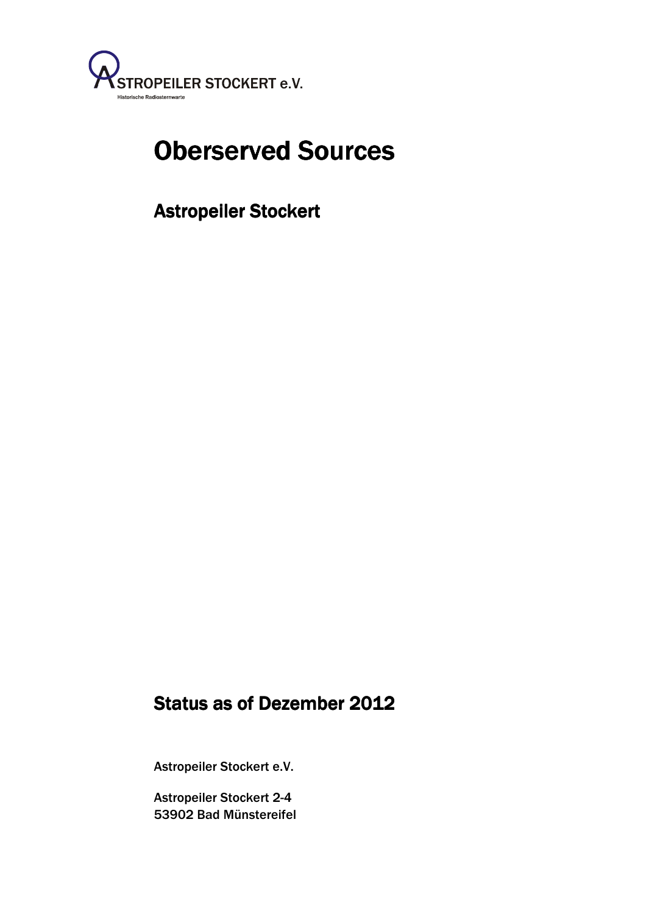ASTROPEILER STOCKERT e.V.

Historische Radiosternwarte

# Oberserved Sources

## Astropeiler Stockert

## Status as of Dezember 2012

Astropeiler Stockert e.V.

Astropeiler Stockert 2-4
53902 Bad Münstereifel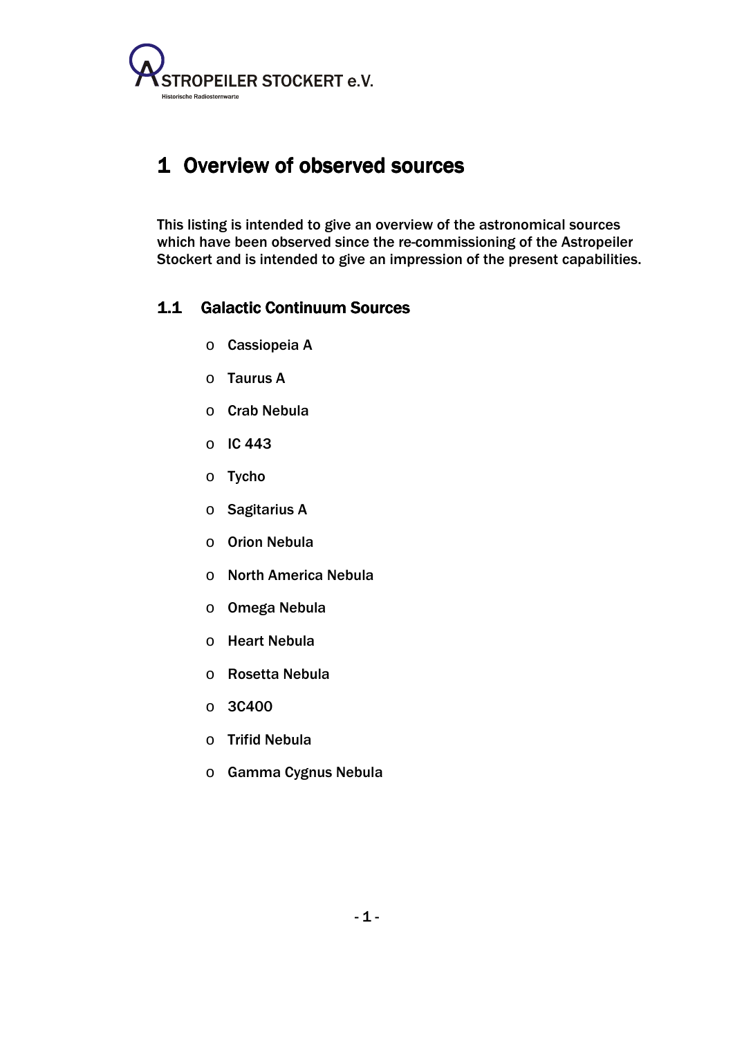# 1 Overview of observed sources

This listing is intended to give an overview of the astronomical sources which have been observed since the re-commissioning of the Astropeiler Stockert and is intended to give an impression of the present capabilities.

## 1.1 Galactic Continuum Sources

- Cassiopeia A
- Taurus A
- Crab Nebula
- IC 443
- Tycho
- Sagitarius A
- Orion Nebula
- North America Nebula
- Omega Nebula
- Heart Nebula
- Rosetta Nebula
- 3C400
- Trifid Nebula
- Gamma Cygnus Nebula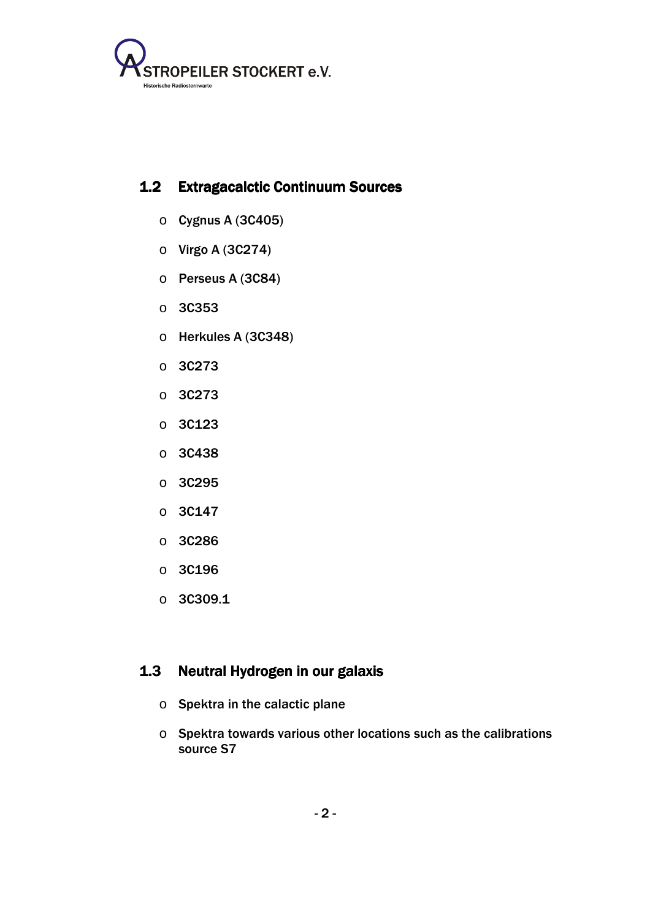## 1.2 Extragacalctic Continuum Sources

- Cygnus A (3C405)
- Virgo A (3C274)
- Perseus A (3C84)
- 3C353
- Herkules A (3C348)
- 3C273
- 3C273
- 3C123
- 3C438
- 3C295
- 3C147
- 3C286
- 3C196
- 3C309.1

## 1.3 Neutral Hydrogen in our galaxis

- Spektra in the calactic plane
- Spektra towards various other locations such as the calibrations source S7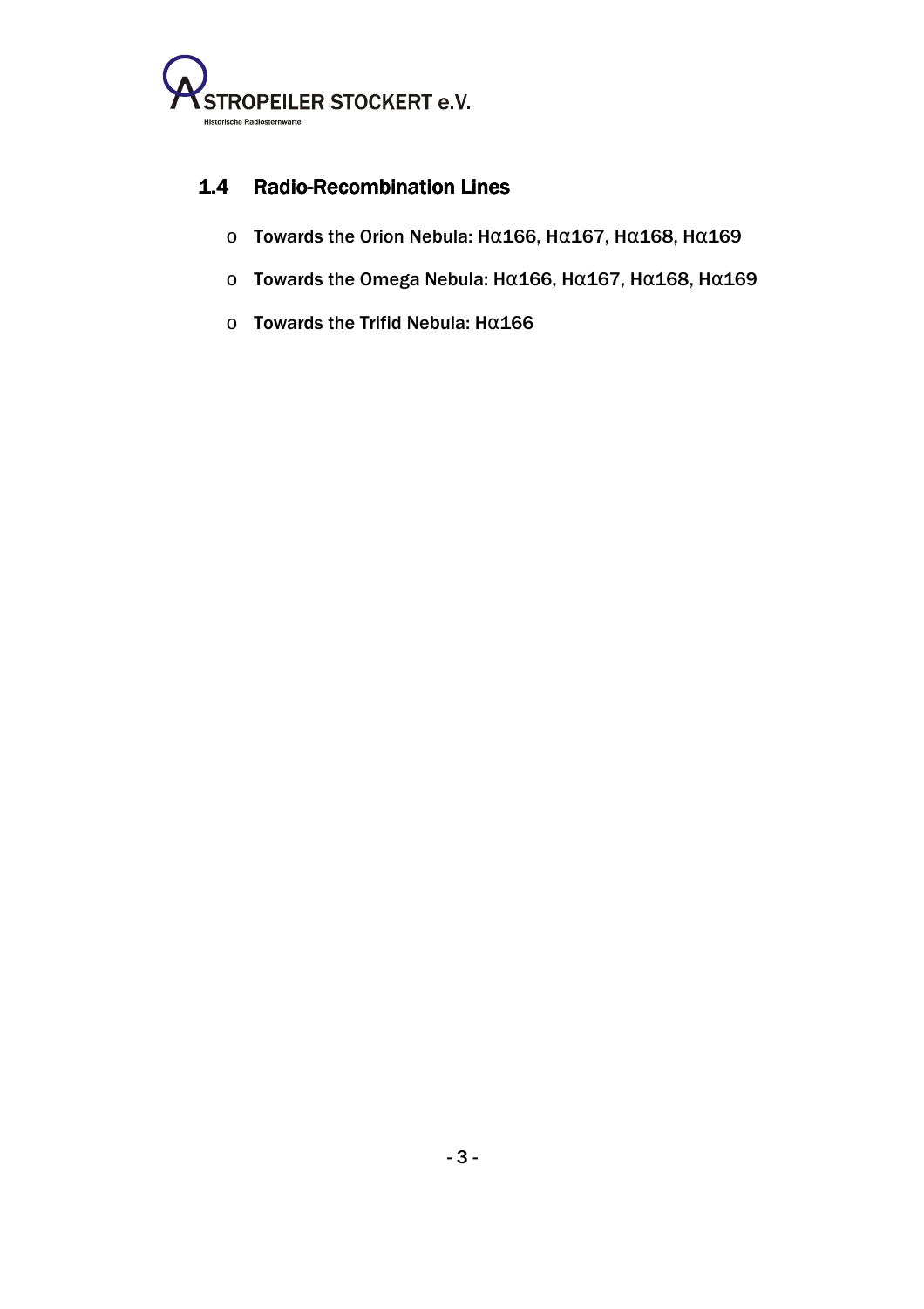## 1.4 Radio-Recombination Lines

- Towards the Orion Nebula: H$\alpha$166, H$\alpha$167, H$\alpha$168, H$\alpha$169
- Towards the Omega Nebula: H$\alpha$166, H$\alpha$167, H$\alpha$168, H$\alpha$169
- Towards the Trifid Nebula: H$\alpha$166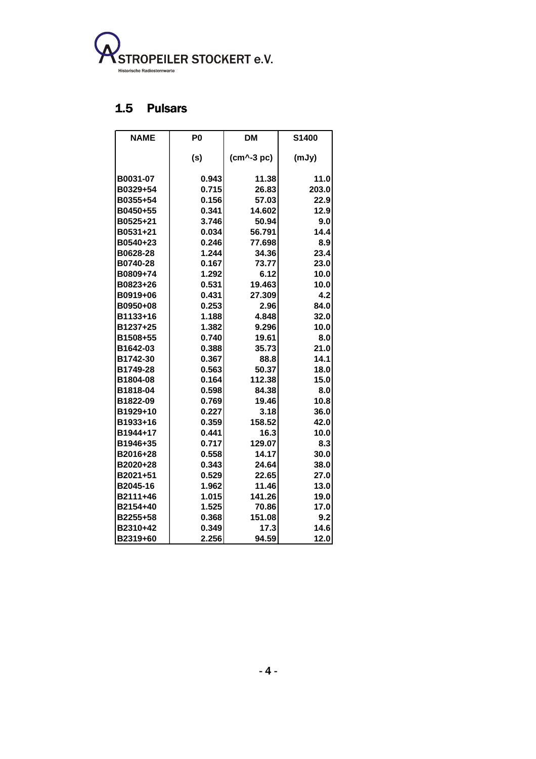## 1.5 Pulsars

| NAME | P0 | DM | S1400 |
|---|---|---|---|
| | (s) | (cm^-3 pc) | (mJy) |
| B0031-07 | 0.943 | 11.38 | 11.0 |
| B0329+54 | 0.715 | 26.83 | 203.0 |
| B0355+54 | 0.156 | 57.03 | 22.9 |
| B0450+55 | 0.341 | 14.602 | 12.9 |
| B0525+21 | 3.746 | 50.94 | 9.0 |
| B0531+21 | 0.034 | 56.791 | 14.4 |
| B0540+23 | 0.246 | 77.698 | 8.9 |
| B0628-28 | 1.244 | 34.36 | 23.4 |
| B0740-28 | 0.167 | 73.77 | 23.0 |
| B0809+74 | 1.292 | 6.12 | 10.0 |
| B0823+26 | 0.531 | 19.463 | 10.0 |
| B0919+06 | 0.431 | 27.309 | 4.2 |
| B0950+08 | 0.253 | 2.96 | 84.0 |
| B1133+16 | 1.188 | 4.848 | 32.0 |
| B1237+25 | 1.382 | 9.296 | 10.0 |
| B1508+55 | 0.740 | 19.61 | 8.0 |
| B1642-03 | 0.388 | 35.73 | 21.0 |
| B1742-30 | 0.367 | 88.8 | 14.1 |
| B1749-28 | 0.563 | 50.37 | 18.0 |
| B1804-08 | 0.164 | 112.38 | 15.0 |
| B1818-04 | 0.598 | 84.38 | 8.0 |
| B1822-09 | 0.769 | 19.46 | 10.8 |
| B1929+10 | 0.227 | 3.18 | 36.0 |
| B1933+16 | 0.359 | 158.52 | 42.0 |
| B1944+17 | 0.441 | 16.3 | 10.0 |
| B1946+35 | 0.717 | 129.07 | 8.3 |
| B2016+28 | 0.558 | 14.17 | 30.0 |
| B2020+28 | 0.343 | 24.64 | 38.0 |
| B2021+51 | 0.529 | 22.65 | 27.0 |
| B2045-16 | 1.962 | 11.46 | 13.0 |
| B2111+46 | 1.015 | 141.26 | 19.0 |
| B2154+40 | 1.525 | 70.86 | 17.0 |
| B2255+58 | 0.368 | 151.08 | 9.2 |
| B2310+42 | 0.349 | 17.3 | 14.6 |
| B2319+60 | 2.256 | 94.59 | 12.0 |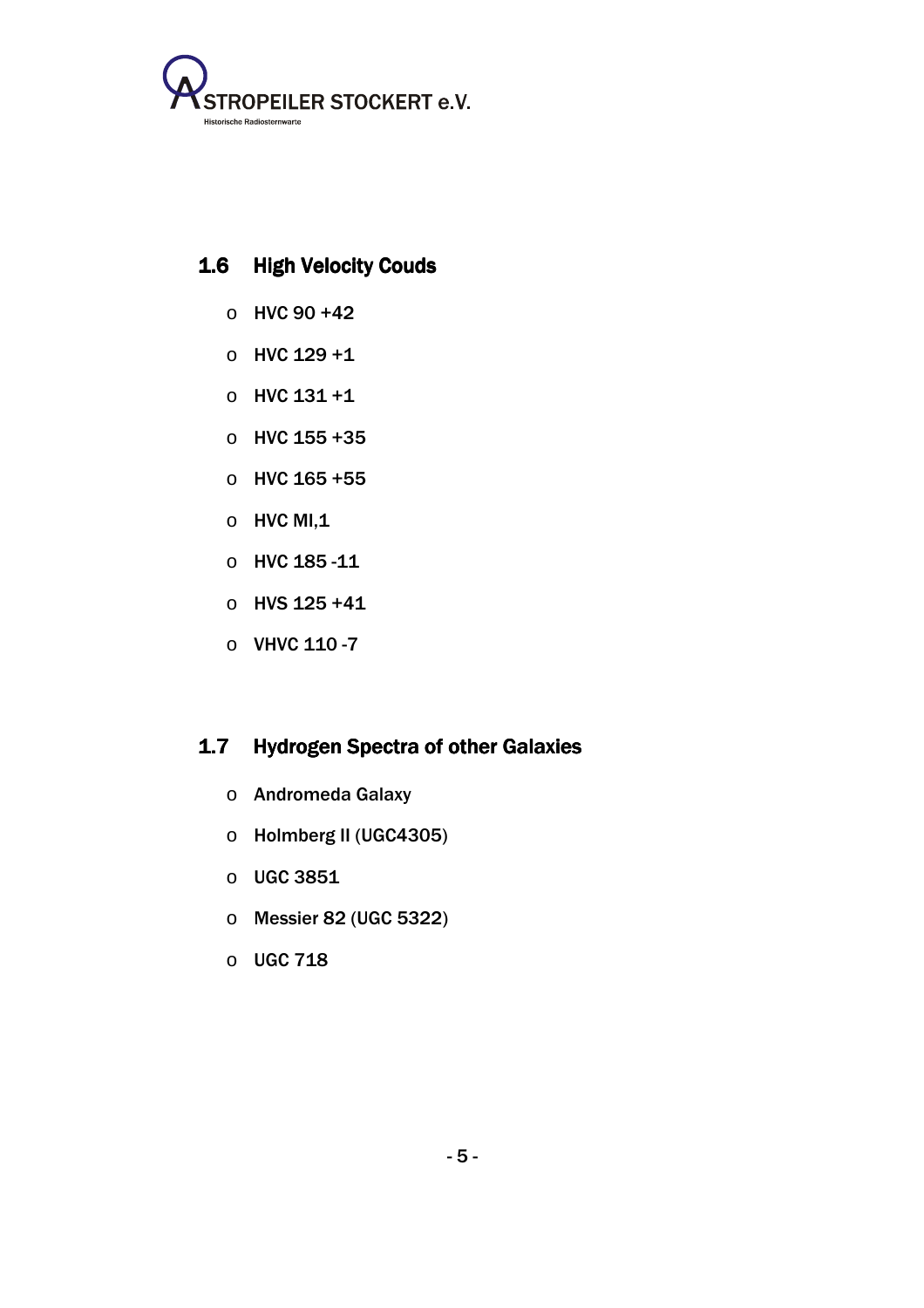## 1.6 High Velocity Couds

- HVC 90 +42
- HVC 129 +1
- HVC 131 +1
- HVC 155 +35
- HVC 165 +55
- HVC MI,1
- HVC 185 -11
- HVS 125 +41
- VHVC 110 -7

## 1.7 Hydrogen Spectra of other Galaxies

- Andromeda Galaxy
- Holmberg II (UGC4305)
- UGC 3851
- Messier 82 (UGC 5322)
- UGC 718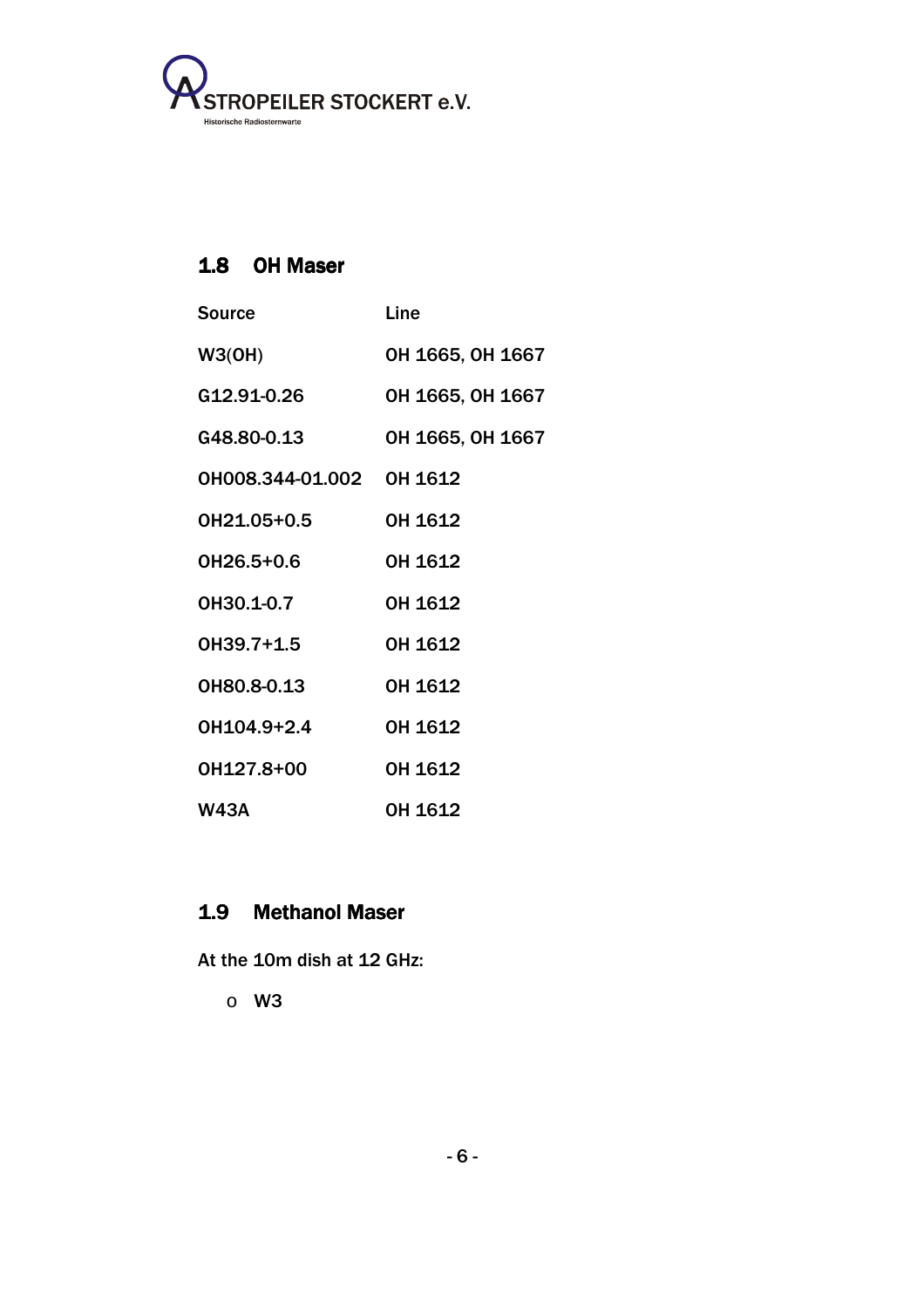## 1.8 OH Maser

| Source | Line |
| --- | --- |
| W3(OH) | OH 1665, OH 1667 |
| G12.91-0.26 | OH 1665, OH 1667 |
| G48.80-0.13 | OH 1665, OH 1667 |
| OH008.344-01.002 | OH 1612 |
| OH21.05+0.5 | OH 1612 |
| OH26.5+0.6 | OH 1612 |
| OH30.1-0.7 | OH 1612 |
| OH39.7+1.5 | OH 1612 |
| OH80.8-0.13 | OH 1612 |
| OH104.9+2.4 | OH 1612 |
| OH127.8+00 | OH 1612 |
| W43A | OH 1612 |

## 1.9 Methanol Maser

At the 10m dish at 12 GHz:

- W3